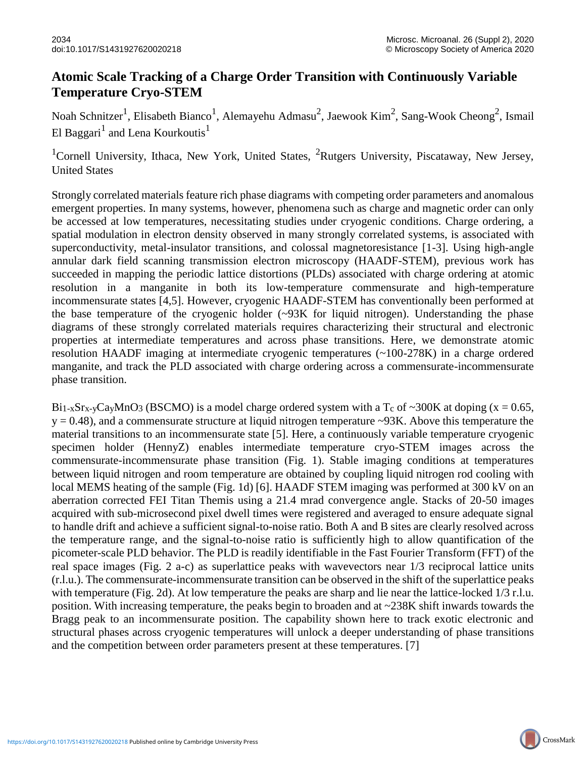# Atomic Scale Tracking of a Charge Order Transition with Continuously Variable Temperature Cryo-STEM

Noah Schnitzer[1], Elisabeth Bianco[1], Alemayehu Admasu[2], Jaewook Kim[2], Sang-Wook Cheong[2], Ismail El Baggari[1] and Lena Kourkoutis[1]

[1]Cornell University, Ithaca, New York, United States, [2]Rutgers University, Piscataway, New Jersey, United States

Strongly correlated materials feature rich phase diagrams with competing order parameters and anomalous emergent properties. In many systems, however, phenomena such as charge and magnetic order can only be accessed at low temperatures, necessitating studies under cryogenic conditions. Charge ordering, a spatial modulation in electron density observed in many strongly correlated systems, is associated with superconductivity, metal-insulator transitions, and colossal magnetoresistance [1-3]. Using high-angle annular dark field scanning transmission electron microscopy (HAADF-STEM), previous work has succeeded in mapping the periodic lattice distortions (PLDs) associated with charge ordering at atomic resolution in a manganite in both its low-temperature commensurate and high-temperature incommensurate states [4,5]. However, cryogenic HAADF-STEM has conventionally been performed at the base temperature of the cryogenic holder (~93K for liquid nitrogen). Understanding the phase diagrams of these strongly correlated materials requires characterizing their structural and electronic properties at intermediate temperatures and across phase transitions. Here, we demonstrate atomic resolution HAADF imaging at intermediate cryogenic temperatures (~100-278K) in a charge ordered manganite, and track the PLD associated with charge ordering across a commensurate-incommensurate phase transition.

$Bi_{1-x}Sr_{x-y}Ca_yMnO_3$ (BSCMO) is a model charge ordered system with a $T_c$ of ~300K at doping ($x = 0.65$, $y = 0.48$), and a commensurate structure at liquid nitrogen temperature ~93K. Above this temperature the material transitions to an incommensurate state [5]. Here, a continuously variable temperature cryogenic specimen holder (HennyZ) enables intermediate temperature cryo-STEM images across the commensurate-incommensurate phase transition (Fig. 1). Stable imaging conditions at temperatures between liquid nitrogen and room temperature are obtained by coupling liquid nitrogen rod cooling with local MEMS heating of the sample (Fig. 1d) [6]. HAADF STEM imaging was performed at 300 kV on an aberration corrected FEI Titan Themis using a 21.4 mrad convergence angle. Stacks of 20-50 images acquired with sub-microsecond pixel dwell times were registered and averaged to ensure adequate signal to handle drift and achieve a sufficient signal-to-noise ratio. Both A and B sites are clearly resolved across the temperature range, and the signal-to-noise ratio is sufficiently high to allow quantification of the picometer-scale PLD behavior. The PLD is readily identifiable in the Fast Fourier Transform (FFT) of the real space images (Fig. 2 a-c) as superlattice peaks with wavevectors near 1/3 reciprocal lattice units (r.l.u.). The commensurate-incommensurate transition can be observed in the shift of the superlattice peaks with temperature (Fig. 2d). At low temperature the peaks are sharp and lie near the lattice-locked 1/3 r.l.u. position. With increasing temperature, the peaks begin to broaden and at ~238K shift inwards towards the Bragg peak to an incommensurate position. The capability shown here to track exotic electronic and structural phases across cryogenic temperatures will unlock a deeper understanding of phase transitions and the competition between order parameters present at these temperatures. [7]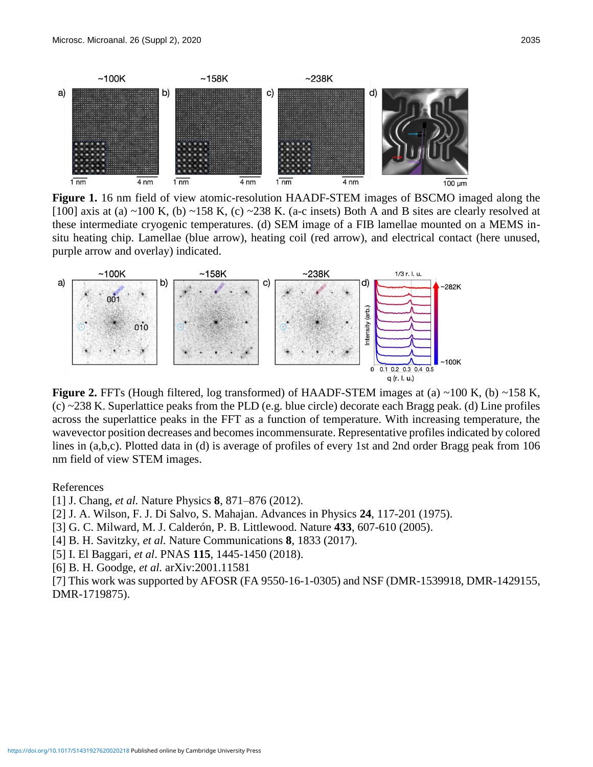~100K

a)

b)

~158K

c)

~238K

d)

1 nm 4 nm 1 nm 4 nm 1 nm 4 nm 100 μm

**Figure 1.** 16 nm field of view atomic-resolution HAADF-STEM images of BSCMO imaged along the [100] axis at (a) ~100 K, (b) ~158 K, (c) ~238 K. (a-c insets) Both A and B sites are clearly resolved at these intermediate cryogenic temperatures. (d) SEM image of a FIB lamellae mounted on a MEMS in-situ heating chip. Lamellae (blue arrow), heating coil (red arrow), and electrical contact (here unused, purple arrow and overlay) indicated.

a) ~100K

001

010

b) ~158K

c) ~238K

d) 1/3 r. l. u.

~282K

~100K

Intensity (arb.)

0 0.1 0.2 0.3 0.4 0.5

q (r. l. u.)

**Figure 2.** FFTs (Hough filtered, log transformed) of HAADF-STEM images at (a) ~100 K, (b) ~158 K, (c) ~238 K. Superlattice peaks from the PLD (e.g. blue circle) decorate each Bragg peak. (d) Line profiles across the superlattice peaks in the FFT as a function of temperature. With increasing temperature, the wavevector position decreases and becomes incommensurate. Representative profiles indicated by colored lines in (a,b,c). Plotted data in (d) is average of profiles of every 1st and 2nd order Bragg peak from 106 nm field of view STEM images.

References

[1] J. Chang, *et al.* Nature Physics **8**, 871–876 (2012).

[2] J. A. Wilson, F. J. Di Salvo, S. Mahajan. Advances in Physics **24**, 117-201 (1975).

[3] G. C. Milward, M. J. Calderón, P. B. Littlewood. Nature **433**, 607-610 (2005).

[4] B. H. Savitzky, *et al.* Nature Communications **8**, 1833 (2017).

[5] I. El Baggari, *et al*. PNAS **115**, 1445-1450 (2018).

[6] B. H. Goodge, *et al.* arXiv:2001.11581

[7] This work was supported by AFOSR (FA 9550-16-1-0305) and NSF (DMR-1539918, DMR-1429155, DMR-1719875).